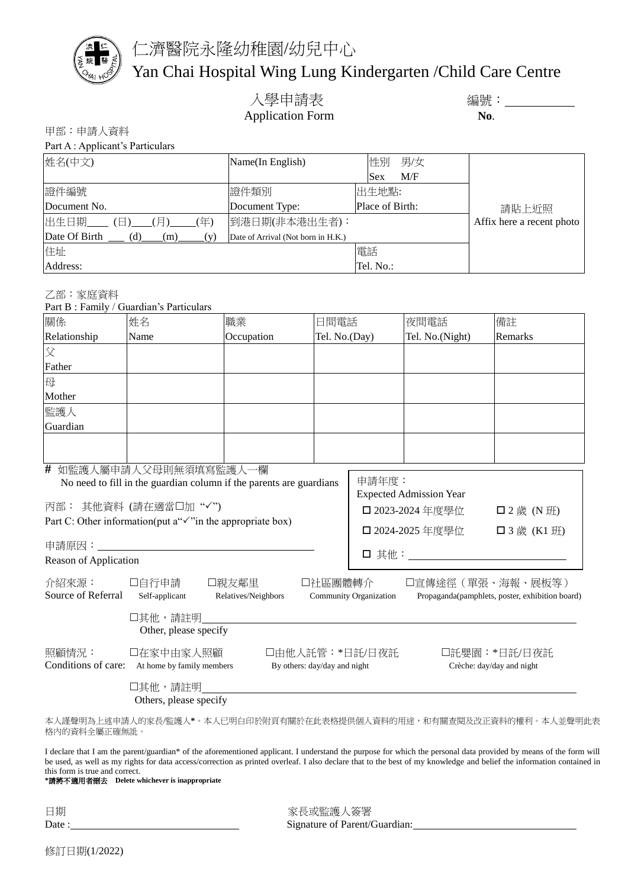# 仁濟醫院永隆幼稚園/幼兒中心
# Yan Chai Hospital Wing Lung Kindergarten /Child Care Centre

## 入學申請表
## Application Form

編號：__________
**No**.

甲部：申請人資料

Part A : Applicant's Particulars

| 姓名(中文) | Name(In English) | 性別 男/女<br>Sex M/F | 請貼上近照<br>Affix here a recent photo |
|---|---|---|---|
| 證件編號<br>Document No. | 證件類別<br>Document Type: | 出生地點:<br>Place of Birth: | |
| 出生日期____ (日)____(月)____(年)<br>Date Of Birth ___ (d)____(m)_____(y) | 到港日期(非本港出生者)：<br>Date of Arrival (Not born in H.K.) | | |
| 住址<br>Address: | | 電話<br>Tel. No.: | |

乙部：家庭資料

Part B : Family / Guardian's Particulars

| 關係<br>Relationship | 姓名<br>Name | 職業<br>Occupation | 日間電話<br>Tel. No.(Day) | 夜間電話<br>Tel. No.(Night) | 備註<br>Remarks |
|---|---|---|---|---|---|
| 父<br>Father | | | | | |
| 母<br>Mother | | | | | |
| 監護人<br>Guardian | | | | | |
| | | | | | |

**#** 如監護人屬申請人父母則無須填寫監護人一欄
No need to fill in the guardian column if the parents are guardians

申請年度：
Expected Admission Year

☐ 2023-2024 年度學位 ☐ 2 歲 (N 班)

☐ 2024-2025 年度學位 ☐ 3 歲 (K1 班)

☐ 其他：__________

丙部： 其他資料 (請在適當☐加 "✓")
Part C: Other information(put a"✓"in the appropriate box)

申請原因：__________
Reason of Application

介紹來源： ☐自行申請 Self-applicant ☐親友鄰里 Relatives/Neighbors ☐社區團體轉介 Community Organization ☐宣傳途徑（單張、海報、展板等） Propaganda(pamphlets, poster, exhibition board)
Source of Referral

☐其他，請註明__________
Other, please specify

照顧情況： ☐在家中由家人照顧 At home by family members ☐由他人託管：*日託/日夜託 By others: day/day and night ☐託嬰園：*日託/日夜託 Crèche: day/day and night
Conditions of care:

☐其他，請註明__________
Others, please specify

本人謹聲明為上述申請人的家長/監護人*。本人已明白印於附頁有關於在此表格提供個人資料的用途，和有關查閱及改正資料的權利。本人並聲明此表格內的資料全屬正確無訛。

I declare that I am the parent/guardian* of the aforementioned applicant. I understand the purpose for which the personal data provided by means of the form will be used, as well as my rights for data access/correction as printed overleaf. I also declare that to the best of my knowledge and belief the information contained in this form is true and correct.

**\*請將不適用者刪去 Delete whichever is inappropriate**

日期
Date :__________

家長或監護人簽署
Signature of Parent/Guardian:__________

修訂日期(1/2022)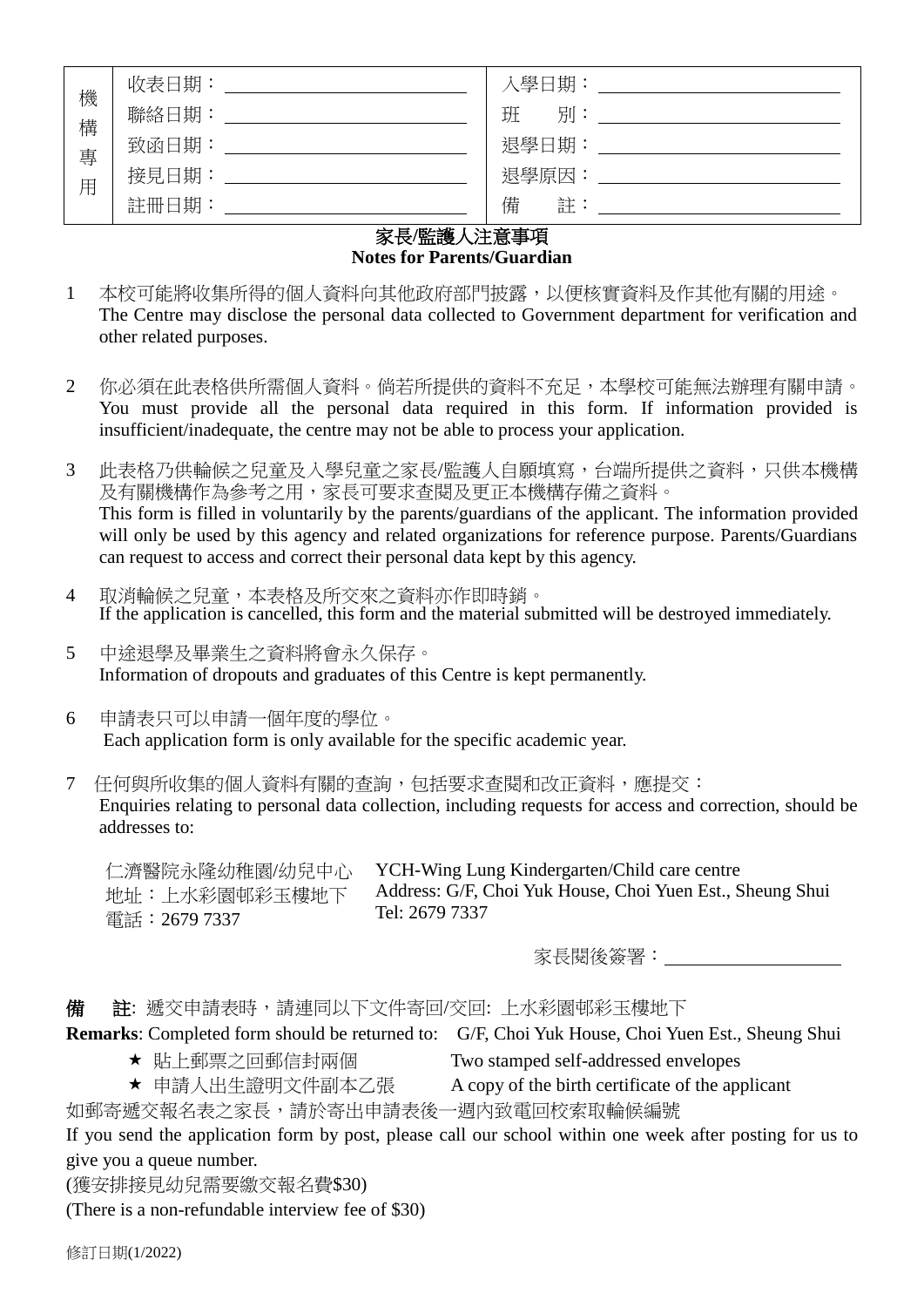| 機構專用 | | |
|---|---|---|
| | 收表日期：\_\_\_\_\_\_\_\_\_\_\_\_\_\_\_\_ | 入學日期：\_\_\_\_\_\_\_\_\_\_\_\_\_\_\_\_ |
| | 聯絡日期：\_\_\_\_\_\_\_\_\_\_\_\_\_\_\_\_ | 班　別：\_\_\_\_\_\_\_\_\_\_\_\_\_\_\_\_ |
| | 致函日期：\_\_\_\_\_\_\_\_\_\_\_\_\_\_\_\_ | 退學日期：\_\_\_\_\_\_\_\_\_\_\_\_\_\_\_\_ |
| | 接見日期：\_\_\_\_\_\_\_\_\_\_\_\_\_\_\_\_ | 退學原因：\_\_\_\_\_\_\_\_\_\_\_\_\_\_\_\_ |
| | 註冊日期：\_\_\_\_\_\_\_\_\_\_\_\_\_\_\_\_ | 備　註：\_\_\_\_\_\_\_\_\_\_\_\_\_\_\_\_ |

## 家長/監護人注意事項
## Notes for Parents/Guardian

1. 本校可能將收集所得的個人資料向其他政府部門披露，以便核實資料及作其他有關的用途。
   The Centre may disclose the personal data collected to Government department for verification and other related purposes.

2. 你必須在此表格供所需個人資料。倘若所提供的資料不充足，本學校可能無法辦理有關申請。
   You must provide all the personal data required in this form. If information provided is insufficient/inadequate, the centre may not be able to process your application.

3. 此表格乃供輪候之兒童及入學兒童之家長/監護人自願填寫，台端所提供之資料，只供本機構及有關機構作為參考之用，家長可要求查閱及更正本機構存備之資料。
   This form is filled in voluntarily by the parents/guardians of the applicant. The information provided will only be used by this agency and related organizations for reference purpose. Parents/Guardians can request to access and correct their personal data kept by this agency.

4. 取消輪候之兒童，本表格及所交來之資料亦作即時銷。
   If the application is cancelled, this form and the material submitted will be destroyed immediately.

5. 中途退學及畢業生之資料將會永久保存。
   Information of dropouts and graduates of this Centre is kept permanently.

6. 申請表只可以申請一個年度的學位。
   Each application form is only available for the specific academic year.

7. 任何與所收集的個人資料有關的查詢，包括要求查閱和改正資料，應提交：
   Enquiries relating to personal data collection, including requests for access and correction, should be addresses to:

   仁濟醫院永隆幼稚園/幼兒中心
   地址：上水彩園邨彩玉樓地下
   電話：2679 7337

   YCH-Wing Lung Kindergarten/Child care centre
   Address: G/F, Choi Yuk House, Choi Yuen Est., Sheung Shui
   Tel: 2679 7337

家長閱後簽署：\_\_\_\_\_\_\_\_\_\_\_\_\_\_\_\_

**備　註**: 遞交申請表時，請連同以下文件寄回/交回: 上水彩園邨彩玉樓地下
**Remarks**: Completed form should be returned to: G/F, Choi Yuk House, Choi Yuen Est., Sheung Shui

- ★ 貼上郵票之回郵信封兩個　Two stamped self-addressed envelopes
- ★ 申請人出生證明文件副本乙張　A copy of the birth certificate of the applicant

如郵寄遞交報名表之家長，請於寄出申請表後一週內致電回校索取輪候編號
If you send the application form by post, please call our school within one week after posting for us to give you a queue number.
(獲安排接見幼兒需要繳交報名費$30)
(There is a non-refundable interview fee of $30)

修訂日期(1/2022)